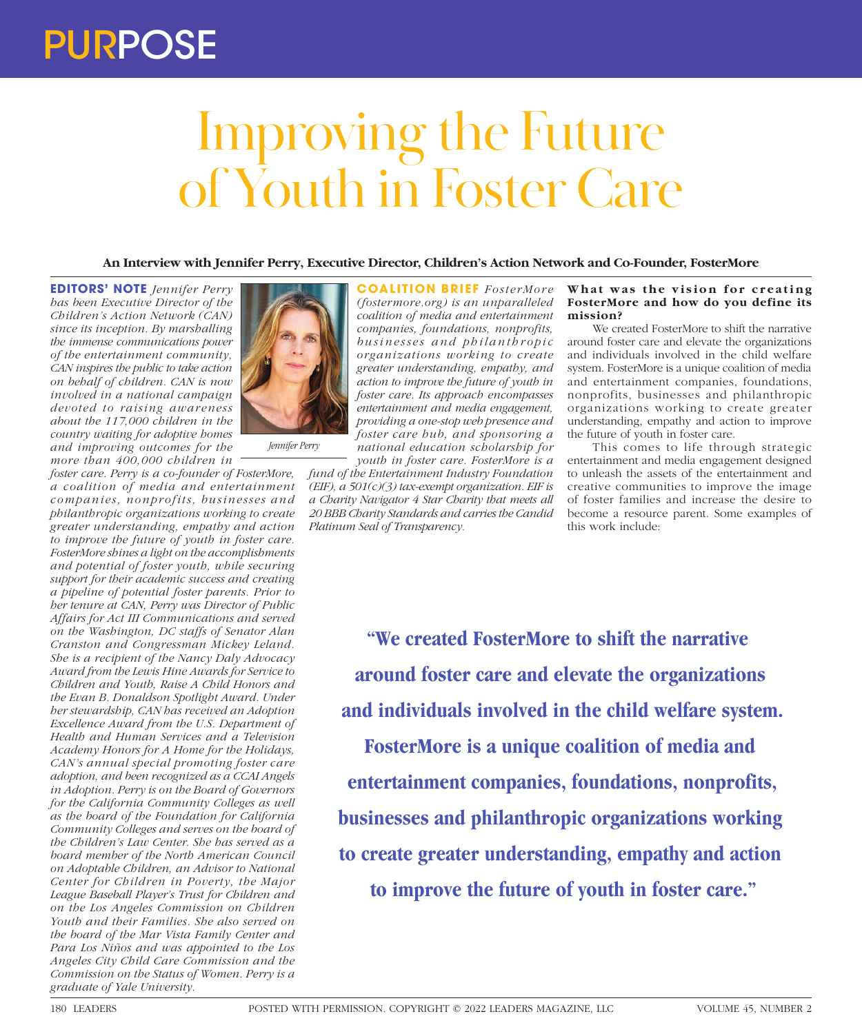# Improving the Future of Youth in Foster Care

**An Interview with Jennifer Perry, Executive Director, Children's Action Network and Co-Founder, FosterMore**

**EDITORS' NOTE** *Jennifer Perry has been Executive Director of the Children's Action Network (CAN) since its inception. By marshalling the immense communications power of the entertainment community, CAN inspires the public to take action on behalf of children. CAN is now involved in a national campaign devoted to raising awareness about the 117,000 children in the country waiting for adoptive homes and improving outcomes for the more than 400,000 children in foster care. Perry is a co-founder of FosterMore, a coalition of media and entertainment companies, nonprofits, businesses and philanthropic organizations working to create greater understanding, empathy and action to improve the future of youth in foster care. FosterMore shines a light on the accomplishments and potential of foster youth, while securing support for their academic success and creating a pipeline of potential foster parents. Prior to her tenure at CAN, Perry was Director of Public Affairs for Act III Communications and served on the Washington, DC staffs of Senator Alan Cranston and Congressman Mickey Leland. She is a recipient of the Nancy Daly Advocacy Award from the Lewis Hine Awards for Service to Children and Youth, Raise A Child Honors and the Evan B. Donaldson Spotlight Award. Under her stewardship, CAN has received an Adoption Excellence Award from the U.S. Department of Health and Human Services and a Television Academy Honors for A Home for the Holidays, CAN's annual special promoting foster care adoption, and been recognized as a CCAI Angels in Adoption. Perry is on the Board of Governors for the California Community Colleges as well as the board of the Foundation for California Community Colleges and serves on the board of the Children's Law Center. She has served as a board member of the North American Council on Adoptable Children, an Advisor to National Center for Children in Poverty, the Major League Baseball Player's Trust for Children and on the Los Angeles Commission on Children Youth and their Families. She also served on the board of the Mar Vista Family Center and Para Los Niños and was appointed to the Los Angeles City Child Care Commission and the Commission on the Status of Women. Perry is a graduate of Yale University.*

Jennifer Perry

**COALITION BRIEF** *FosterMore (fostermore.org) is an unparalleled coalition of media and entertainment companies, foundations, nonprofits, businesses and philanthropic organizations working to create greater understanding, empathy, and action to improve the future of youth in foster care. Its approach encompasses entertainment and media engagement, providing a one-stop web presence and foster care hub, and sponsoring a national education scholarship for youth in foster care. FosterMore is a fund of the Entertainment Industry Foundation (EIF), a 501(c)(3) tax-exempt organization. EIF is a Charity Navigator 4 Star Charity that meets all 20 BBB Charity Standards and carries the Candid Platinum Seal of Transparency.*

**What was the vision for creating FosterMore and how do you define its mission?**

We created FosterMore to shift the narrative around foster care and elevate the organizations and individuals involved in the child welfare system. FosterMore is a unique coalition of media and entertainment companies, foundations, nonprofits, businesses and philanthropic organizations working to create greater understanding, empathy and action to improve the future of youth in foster care.

This comes to life through strategic entertainment and media engagement designed to unleash the assets of the entertainment and creative communities to improve the image of foster families and increase the desire to become a resource parent. Some examples of this work include:

**"We created FosterMore to shift the narrative around foster care and elevate the organizations and individuals involved in the child welfare system. FosterMore is a unique coalition of media and entertainment companies, foundations, nonprofits, businesses and philanthropic organizations working to create greater understanding, empathy and action to improve the future of youth in foster care."**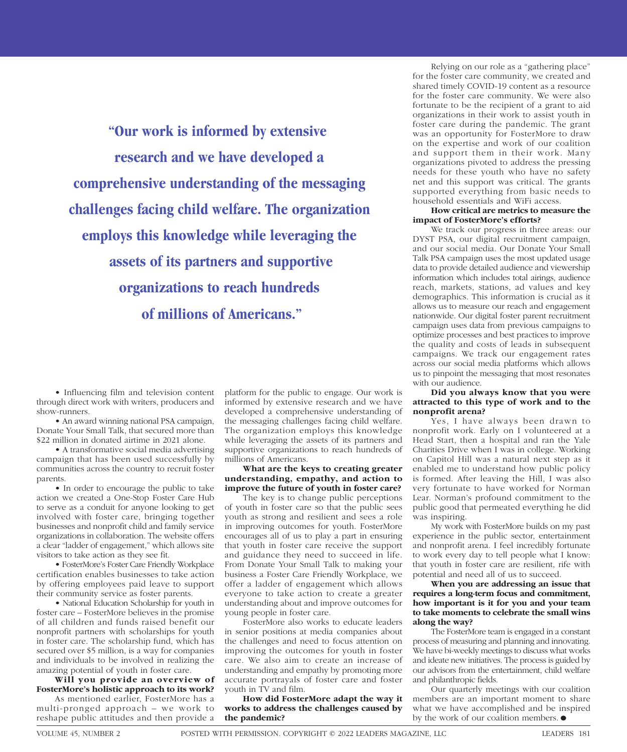> **"Our work is informed by extensive research and we have developed a comprehensive understanding of the messaging challenges facing child welfare. The organization employs this knowledge while leveraging the assets of its partners and supportive organizations to reach hundreds of millions of Americans."**

- Influencing film and television content through direct work with writers, producers and show-runners.
- An award winning national PSA campaign, Donate Your Small Talk, that secured more than $22 million in donated airtime in 2021 alone.
- A transformative social media advertising campaign that has been used successfully by communities across the country to recruit foster parents.
- In order to encourage the public to take action we created a One-Stop Foster Care Hub to serve as a conduit for anyone looking to get involved with foster care, bringing together businesses and nonprofit child and family service organizations in collaboration. The website offers a clear "ladder of engagement," which allows site visitors to take action as they see fit.
- FosterMore's Foster Care Friendly Workplace certification enables businesses to take action by offering employees paid leave to support their community service as foster parents.
- National Education Scholarship for youth in foster care – FosterMore believes in the promise of all children and funds raised benefit our nonprofit partners with scholarships for youth in foster care. The scholarship fund, which has secured over $5 million, is a way for companies and individuals to be involved in realizing the amazing potential of youth in foster care.

**Will you provide an overview of FosterMore's holistic approach to its work?**

As mentioned earlier, FosterMore has a multi-pronged approach – we work to reshape public attitudes and then provide a platform for the public to engage. Our work is informed by extensive research and we have developed a comprehensive understanding of the messaging challenges facing child welfare. The organization employs this knowledge while leveraging the assets of its partners and supportive organizations to reach hundreds of millions of Americans.

**What are the keys to creating greater understanding, empathy, and action to improve the future of youth in foster care?**

The key is to change public perceptions of youth in foster care so that the public sees youth as strong and resilient and sees a role in improving outcomes for youth. FosterMore encourages all of us to play a part in ensuring that youth in foster care receive the support and guidance they need to succeed in life. From Donate Your Small Talk to making your business a Foster Care Friendly Workplace, we offer a ladder of engagement which allows everyone to take action to create a greater understanding about and improve outcomes for young people in foster care.

FosterMore also works to educate leaders in senior positions at media companies about the challenges and need to focus attention on improving the outcomes for youth in foster care. We also aim to create an increase of understanding and empathy by promoting more accurate portrayals of foster care and foster youth in TV and film.

**How did FosterMore adapt the way it works to address the challenges caused by the pandemic?**

Relying on our role as a "gathering place" for the foster care community, we created and shared timely COVID-19 content as a resource for the foster care community. We were also fortunate to be the recipient of a grant to aid organizations in their work to assist youth in foster care during the pandemic. The grant was an opportunity for FosterMore to draw on the expertise and work of our coalition and support them in their work. Many organizations pivoted to address the pressing needs for these youth who have no safety net and this support was critical. The grants supported everything from basic needs to household essentials and WiFi access.

**How critical are metrics to measure the impact of FosterMore's efforts?**

We track our progress in three areas: our DYST PSA, our digital recruitment campaign, and our social media. Our Donate Your Small Talk PSA campaign uses the most updated usage data to provide detailed audience and viewership information which includes total airings, audience reach, markets, stations, ad values and key demographics. This information is crucial as it allows us to measure our reach and engagement nationwide. Our digital foster parent recruitment campaign uses data from previous campaigns to optimize processes and best practices to improve the quality and costs of leads in subsequent campaigns. We track our engagement rates across our social media platforms which allows us to pinpoint the messaging that most resonates with our audience.

**Did you always know that you were attracted to this type of work and to the nonprofit arena?**

Yes, I have always been drawn to nonprofit work. Early on I volunteered at a Head Start, then a hospital and ran the Yale Charities Drive when I was in college. Working on Capitol Hill was a natural next step as it enabled me to understand how public policy is formed. After leaving the Hill, I was also very fortunate to have worked for Norman Lear. Norman's profound commitment to the public good that permeated everything he did was inspiring.

My work with FosterMore builds on my past experience in the public sector, entertainment and nonprofit arena. I feel incredibly fortunate to work every day to tell people what I know: that youth in foster care are resilient, rife with potential and need all of us to succeed.

**When you are addressing an issue that requires a long-term focus and commitment, how important is it for you and your team to take moments to celebrate the small wins along the way?**

The FosterMore team is engaged in a constant process of measuring and planning and innovating. We have bi-weekly meetings to discuss what works and ideate new initiatives. The process is guided by our advisors from the entertainment, child welfare and philanthropic fields.

Our quarterly meetings with our coalition members are an important moment to share what we have accomplished and be inspired by the work of our coalition members. ●

POSTED WITH PERMISSION. COPYRIGHT © 2022 LEADERS MAGAZINE, LLC